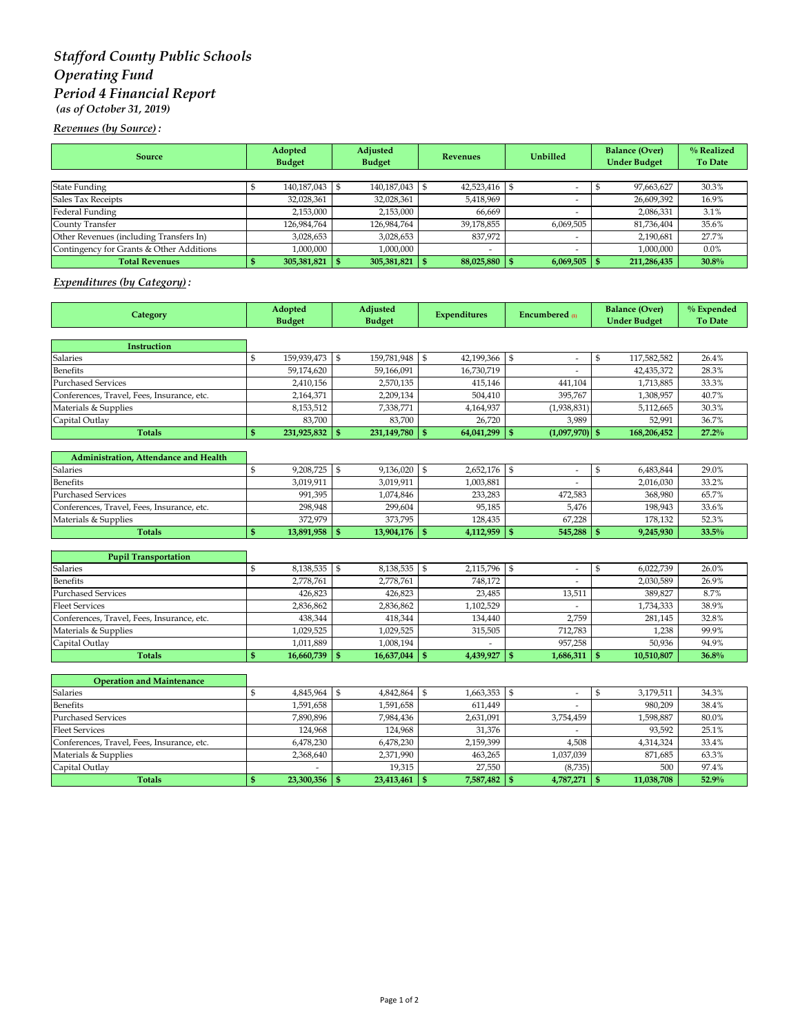# *Stafford County Public Schools*
# *Operating Fund*
# *Period 4 Financial Report*
***(as of October 31, 2019)***

***Revenues (by Source):***

| Source | Adopted Budget | Adjusted Budget | Revenues | Unbilled | Balance (Over) Under Budget | % Realized To Date |
|---|---|---|---|---|---|---|
| State Funding | $ 140,187,043 | $ 140,187,043 | $ 42,523,416 | $ - | $ 97,663,627 | 30.3% |
| Sales Tax Receipts | 32,028,361 | 32,028,361 | 5,418,969 | - | 26,609,392 | 16.9% |
| Federal Funding | 2,153,000 | 2,153,000 | 66,669 | - | 2,086,331 | 3.1% |
| County Transfer | 126,984,764 | 126,984,764 | 39,178,855 | 6,069,505 | 81,736,404 | 35.6% |
| Other Revenues (including Transfers In) | 3,028,653 | 3,028,653 | 837,972 | - | 2,190,681 | 27.7% |
| Contingency for Grants & Other Additions | 1,000,000 | 1,000,000 | - | - | 1,000,000 | 0.0% |
| **Total Revenues** | **$ 305,381,821** | **$ 305,381,821** | **$ 88,025,880** | **$ 6,069,505** | **$ 211,286,435** | **30.8%** |

***Expenditures (by Category):***

| Category | Adopted Budget | Adjusted Budget | Expenditures | Encumbered (1) | Balance (Over) Under Budget | % Expended To Date |
|---|---|---|---|---|---|---|
| **Instruction** | | | | | | |
| Salaries | $ 159,939,473 | $ 159,781,948 | $ 42,199,366 | $ - | $ 117,582,582 | 26.4% |
| Benefits | 59,174,620 | 59,166,091 | 16,730,719 | - | 42,435,372 | 28.3% |
| Purchased Services | 2,410,156 | 2,570,135 | 415,146 | 441,104 | 1,713,885 | 33.3% |
| Conferences, Travel, Fees, Insurance, etc. | 2,164,371 | 2,209,134 | 504,410 | 395,767 | 1,308,957 | 40.7% |
| Materials & Supplies | 8,153,512 | 7,338,771 | 4,164,937 | (1,938,831) | 5,112,665 | 30.3% |
| Capital Outlay | 83,700 | 83,700 | 26,720 | 3,989 | 52,991 | 36.7% |
| **Totals** | **$ 231,925,832** | **$ 231,149,780** | **$ 64,041,299** | **$ (1,097,970)** | **$ 168,206,452** | **27.2%** |
| **Administration, Attendance and Health** | | | | | | |
| Salaries | $ 9,208,725 | $ 9,136,020 | $ 2,652,176 | $ - | $ 6,483,844 | 29.0% |
| Benefits | 3,019,911 | 3,019,911 | 1,003,881 | - | 2,016,030 | 33.2% |
| Purchased Services | 991,395 | 1,074,846 | 233,283 | 472,583 | 368,980 | 65.7% |
| Conferences, Travel, Fees, Insurance, etc. | 298,948 | 299,604 | 95,185 | 5,476 | 198,943 | 33.6% |
| Materials & Supplies | 372,979 | 373,795 | 128,435 | 67,228 | 178,132 | 52.3% |
| **Totals** | **$ 13,891,958** | **$ 13,904,176** | **$ 4,112,959** | **$ 545,288** | **$ 9,245,930** | **33.5%** |
| **Pupil Transportation** | | | | | | |
| Salaries | $ 8,138,535 | $ 8,138,535 | $ 2,115,796 | $ - | $ 6,022,739 | 26.0% |
| Benefits | 2,778,761 | 2,778,761 | 748,172 | - | 2,030,589 | 26.9% |
| Purchased Services | 426,823 | 426,823 | 23,485 | 13,511 | 389,827 | 8.7% |
| Fleet Services | 2,836,862 | 2,836,862 | 1,102,529 | - | 1,734,333 | 38.9% |
| Conferences, Travel, Fees, Insurance, etc. | 438,344 | 418,344 | 134,440 | 2,759 | 281,145 | 32.8% |
| Materials & Supplies | 1,029,525 | 1,029,525 | 315,505 | 712,783 | 1,238 | 99.9% |
| Capital Outlay | 1,011,889 | 1,008,194 | - | 957,258 | 50,936 | 94.9% |
| **Totals** | **$ 16,660,739** | **$ 16,637,044** | **$ 4,439,927** | **$ 1,686,311** | **$ 10,510,807** | **36.8%** |
| **Operation and Maintenance** | | | | | | |
| Salaries | $ 4,845,964 | $ 4,842,864 | $ 1,663,353 | $ - | $ 3,179,511 | 34.3% |
| Benefits | 1,591,658 | 1,591,658 | 611,449 | - | 980,209 | 38.4% |
| Purchased Services | 7,890,896 | 7,984,436 | 2,631,091 | 3,754,459 | 1,598,887 | 80.0% |
| Fleet Services | 124,968 | 124,968 | 31,376 | - | 93,592 | 25.1% |
| Conferences, Travel, Fees, Insurance, etc. | 6,478,230 | 6,478,230 | 2,159,399 | 4,508 | 4,314,324 | 33.4% |
| Materials & Supplies | 2,368,640 | 2,371,990 | 463,265 | 1,037,039 | 871,685 | 63.3% |
| Capital Outlay | - | 19,315 | 27,550 | (8,735) | 500 | 97.4% |
| **Totals** | **$ 23,300,356** | **$ 23,413,461** | **$ 7,587,482** | **$ 4,787,271** | **$ 11,038,708** | **52.9%** |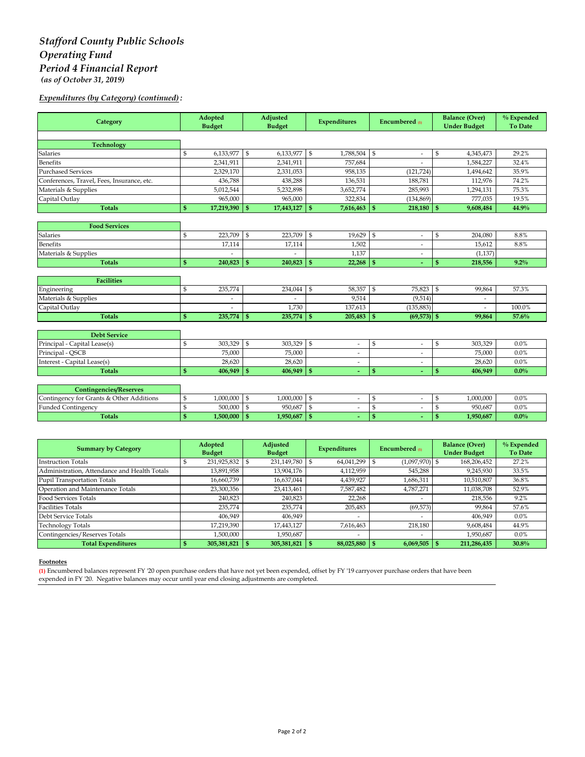# *Stafford County Public Schools*
# *Operating Fund*
# *Period 4 Financial Report*
***(as of October 31, 2019)***

***Expenditures (by Category) (continued) :***

| Category | Adopted Budget | Adjusted Budget | Expenditures | Encumbered (1) | Balance (Over) Under Budget | % Expended To Date |
|---|---|---|---|---|---|---|
| **Technology** | | | | | | |
| Salaries | $ 6,133,977 | $ 6,133,977 | $ 1,788,504 | $ - | $ 4,345,473 | 29.2% |
| Benefits | 2,341,911 | 2,341,911 | 757,684 | - | 1,584,227 | 32.4% |
| Purchased Services | 2,329,170 | 2,331,053 | 958,135 | (121,724) | 1,494,642 | 35.9% |
| Conferences, Travel, Fees, Insurance, etc. | 436,788 | 438,288 | 136,531 | 188,781 | 112,976 | 74.2% |
| Materials & Supplies | 5,012,544 | 5,232,898 | 3,652,774 | 285,993 | 1,294,131 | 75.3% |
| Capital Outlay | 965,000 | 965,000 | 322,834 | (134,869) | 777,035 | 19.5% |
| **Totals** | **$ 17,219,390** | **$ 17,443,127** | **$ 7,616,463** | **$ 218,180** | **$ 9,608,484** | **44.9%** |
| **Food Services** | | | | | | |
| Salaries | $ 223,709 | $ 223,709 | $ 19,629 | $ - | $ 204,080 | 8.8% |
| Benefits | 17,114 | 17,114 | 1,502 | - | 15,612 | 8.8% |
| Materials & Supplies | - | - | 1,137 | - | (1,137) | |
| **Totals** | **$ 240,823** | **$ 240,823** | **$ 22,268** | **$ -** | **$ 218,556** | **9.2%** |
| **Facilities** | | | | | | |
| Engineering | $ 235,774 | 234,044 | $ 58,357 | $ 75,823 | $ 99,864 | 57.3% |
| Materials & Supplies | - | - | 9,514 | (9,514) | - | |
| Capital Outlay | - | 1,730 | 137,613 | (135,883) | - | 100.0% |
| **Totals** | **$ 235,774** | **$ 235,774** | **$ 205,483** | **$ (69,573)** | **$ 99,864** | **57.6%** |
| **Debt Service** | | | | | | |
| Principal - Capital Lease(s) | $ 303,329 | $ 303,329 | $ - | $ - | $ 303,329 | 0.0% |
| Principal - QSCB | 75,000 | 75,000 | - | - | 75,000 | 0.0% |
| Interest - Capital Lease(s) | 28,620 | 28,620 | - | - | 28,620 | 0.0% |
| **Totals** | **$ 406,949** | **$ 406,949** | **$ -** | **$ -** | **$ 406,949** | **0.0%** |
| **Contingencies/Reserves** | | | | | | |
| Contingency for Grants & Other Additions | $ 1,000,000 | $ 1,000,000 | $ - | $ - | $ 1,000,000 | 0.0% |
| Funded Contingency | $ 500,000 | $ 950,687 | $ - | $ - | $ 950,687 | 0.0% |
| **Totals** | **$ 1,500,000** | **$ 1,950,687** | **$ -** | **$ -** | **$ 1,950,687** | **0.0%** |

| Summary by Category | Adopted Budget | Adjusted Budget | Expenditures | Encumbered (1) | Balance (Over) Under Budget | % Expended To Date |
|---|---|---|---|---|---|---|
| Instruction Totals | $ 231,925,832 | $ 231,149,780 | $ 64,041,299 | $ (1,097,970) | $ 168,206,452 | 27.2% |
| Administration, Attendance and Health Totals | 13,891,958 | 13,904,176 | 4,112,959 | 545,288 | 9,245,930 | 33.5% |
| Pupil Transportation Totals | 16,660,739 | 16,637,044 | 4,439,927 | 1,686,311 | 10,510,807 | 36.8% |
| Operation and Maintenance Totals | 23,300,356 | 23,413,461 | 7,587,482 | 4,787,271 | 11,038,708 | 52.9% |
| Food Services Totals | 240,823 | 240,823 | 22,268 | - | 218,556 | 9.2% |
| Facilities Totals | 235,774 | 235,774 | 205,483 | (69,573) | 99,864 | 57.6% |
| Debt Service Totals | 406,949 | 406,949 | - | - | 406,949 | 0.0% |
| Technology Totals | 17,219,390 | 17,443,127 | 7,616,463 | 218,180 | 9,608,484 | 44.9% |
| Contingencies/Reserves Totals | 1,500,000 | 1,950,687 | - | - | 1,950,687 | 0.0% |
| **Total Expenditures** | **$ 305,381,821** | **$ 305,381,821** | **$ 88,025,880** | **$ 6,069,505** | **$ 211,286,435** | **30.8%** |

**Footnotes**

**(1)** Encumbered balances represent FY '20 open purchase orders that have not yet been expended, offset by FY '19 carryover purchase orders that have been expended in FY '20. Negative balances may occur until year end closing adjustments are completed.